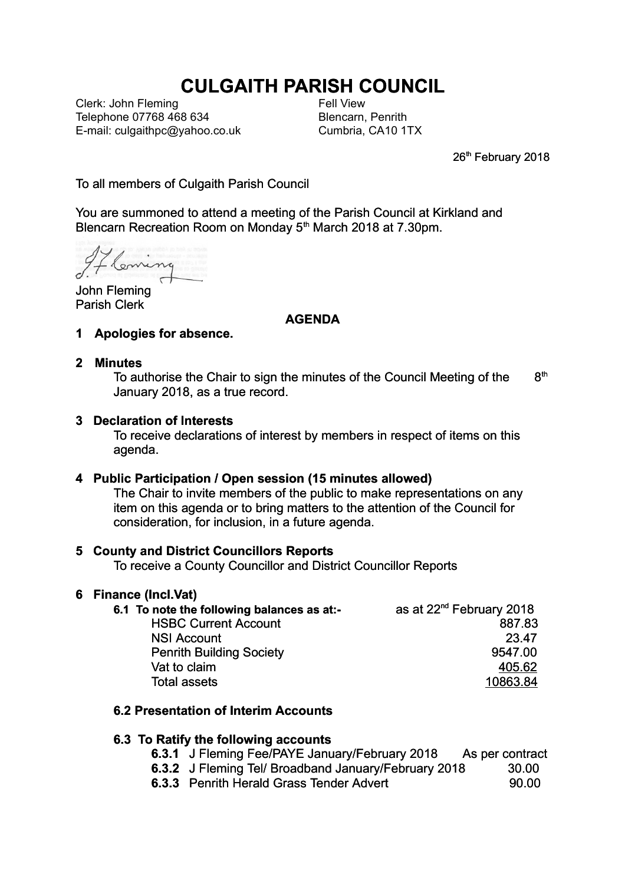// Here is the transcription of the page.

# CULGAITH PARISH COUNCIL

Clerk: John Fleming
Telephone 07768 468 634
E-mail: culgaithpc@yahoo.co.uk

Fell View
Blencarn, Penrith
Cumbria, CA10 1TX

26th February 2018

To all members of Culgaith Parish Council

You are summoned to attend a meeting of the Parish Council at Kirkland and Blencarn Recreation Room on Monday 5th March 2018 at 7.30pm.

John Fleming
Parish Clerk

## AGENDA

**1 Apologies for absence.**

**2 Minutes**

To authorise the Chair to sign the minutes of the Council Meeting of the 8th January 2018, as a true record.

**3 Declaration of Interests**

To receive declarations of interest by members in respect of items on this agenda.

**4 Public Participation / Open session (15 minutes allowed)**

The Chair to invite members of the public to make representations on any item on this agenda or to bring matters to the attention of the Council for consideration, for inclusion, in a future agenda.

**5 County and District Councillors Reports**

To receive a County Councillor and District Councillor Reports

**6 Finance (Incl.Vat)**

**6.1 To note the following balances as at:-**

| | as at 22nd February 2018 |
|---|---|
| HSBC Current Account | 887.83 |
| NSI Account | 23.47 |
| Penrith Building Society | 9547.00 |
| Vat to claim | 405.62 |
| Total assets | 10863.84 |

**6.2 Presentation of Interim Accounts**

**6.3 To Ratify the following accounts**

| | | |
|---|---|---|
| **6.3.1** | J Fleming Fee/PAYE January/February 2018 | As per contract |
| **6.3.2** | J Fleming Tel/ Broadband January/February 2018 | 30.00 |
| **6.3.3** | Penrith Herald Grass Tender Advert | 90.00 |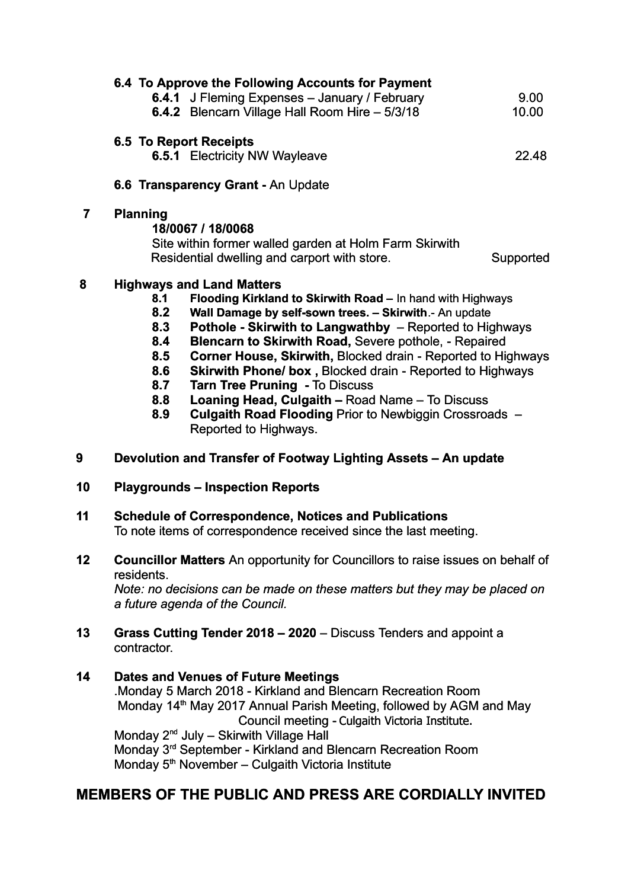**6.4 To Approve the Following Accounts for Payment**

| | | |
|---|---|---|
| **6.4.1** | J Fleming Expenses – January / February | 9.00 |
| **6.4.2** | Blencarn Village Hall Room Hire – 5/3/18 | 10.00 |

**6.5 To Report Receipts**

| | | |
|---|---|---|
| **6.5.1** | Electricity NW Wayleave | 22.48 |

**6.6 Transparency Grant -** An Update

**7 Planning**

**18/0067 / 18/0068**
Site within former walled garden at Holm Farm Skirwith
Residential dwelling and carport with store. Supported

**8 Highways and Land Matters**

- **8.1 Flooding Kirkland to Skirwith Road –** In hand with Highways
- **8.2 Wall Damage by self-sown trees. – Skirwith**.- An update
- **8.3 Pothole - Skirwith to Langwathby** – Reported to Highways
- **8.4 Blencarn to Skirwith Road,** Severe pothole, - Repaired
- **8.5 Corner House, Skirwith,** Blocked drain - Reported to Highways
- **8.6 Skirwith Phone/ box ,** Blocked drain - Reported to Highways
- **8.7 Tarn Tree Pruning -** To Discuss
- **8.8 Loaning Head, Culgaith –** Road Name – To Discuss
- **8.9 Culgaith Road Flooding** Prior to Newbiggin Crossroads – Reported to Highways.

**9 Devolution and Transfer of Footway Lighting Assets – An update**

**10 Playgrounds – Inspection Reports**

**11 Schedule of Correspondence, Notices and Publications**
To note items of correspondence received since the last meeting.

**12 Councillor Matters** An opportunity for Councillors to raise issues on behalf of residents.
*Note: no decisions can be made on these matters but they may be placed on a future agenda of the Council.*

**13 Grass Cutting Tender 2018 – 2020** – Discuss Tenders and appoint a contractor.

**14 Dates and Venues of Future Meetings**
.Monday 5 March 2018 - Kirkland and Blencarn Recreation Room
Monday 14th May 2017 Annual Parish Meeting, followed by AGM and May Council meeting - Culgaith Victoria Institute.
Monday 2nd July – Skirwith Village Hall
Monday 3rd September - Kirkland and Blencarn Recreation Room
Monday 5th November – Culgaith Victoria Institute

## MEMBERS OF THE PUBLIC AND PRESS ARE CORDIALLY INVITED